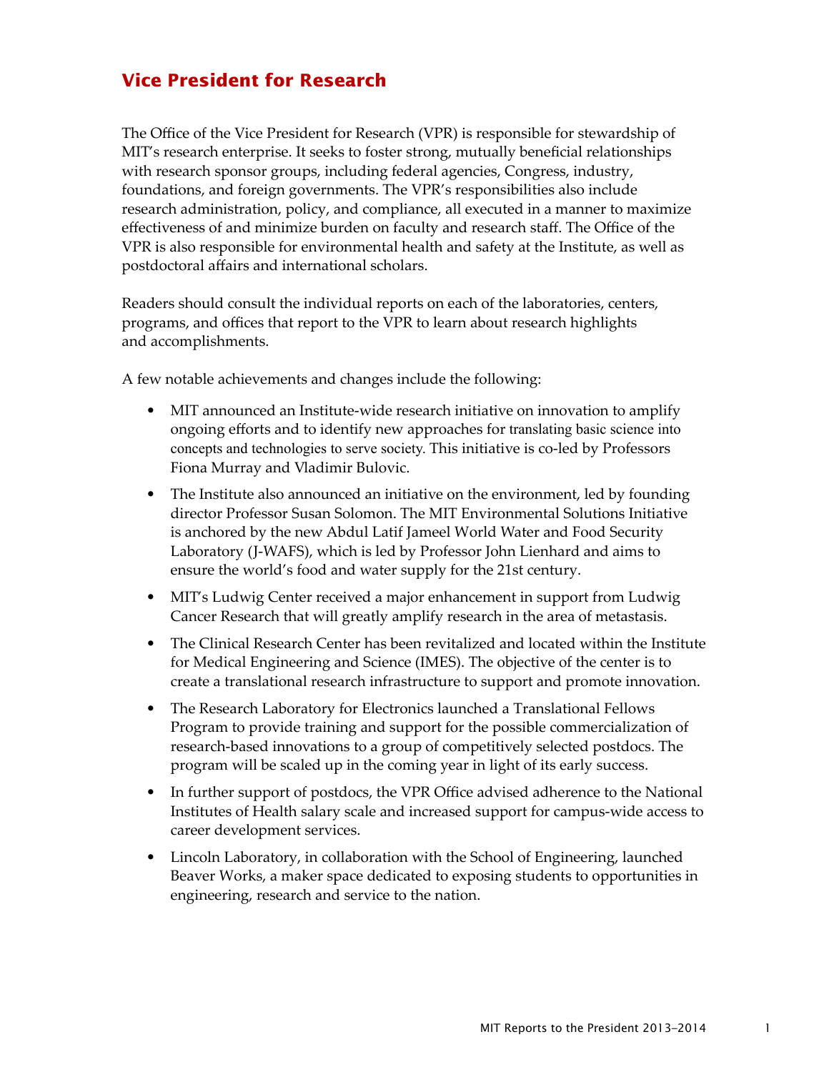# Vice President for Research

The Office of the Vice President for Research (VPR) is responsible for stewardship of MIT's research enterprise. It seeks to foster strong, mutually beneficial relationships with research sponsor groups, including federal agencies, Congress, industry, foundations, and foreign governments. The VPR's responsibilities also include research administration, policy, and compliance, all executed in a manner to maximize effectiveness of and minimize burden on faculty and research staff. The Office of the VPR is also responsible for environmental health and safety at the Institute, as well as postdoctoral affairs and international scholars.

Readers should consult the individual reports on each of the laboratories, centers, programs, and offices that report to the VPR to learn about research highlights and accomplishments.

A few notable achievements and changes include the following:

- MIT announced an Institute-wide research initiative on innovation to amplify ongoing efforts and to identify new approaches for translating basic science into concepts and technologies to serve society. This initiative is co-led by Professors Fiona Murray and Vladimir Bulovic.
- The Institute also announced an initiative on the environment, led by founding director Professor Susan Solomon. The MIT Environmental Solutions Initiative is anchored by the new Abdul Latif Jameel World Water and Food Security Laboratory (J-WAFS), which is led by Professor John Lienhard and aims to ensure the world's food and water supply for the 21st century.
- MIT's Ludwig Center received a major enhancement in support from Ludwig Cancer Research that will greatly amplify research in the area of metastasis.
- The Clinical Research Center has been revitalized and located within the Institute for Medical Engineering and Science (IMES). The objective of the center is to create a translational research infrastructure to support and promote innovation.
- The Research Laboratory for Electronics launched a Translational Fellows Program to provide training and support for the possible commercialization of research-based innovations to a group of competitively selected postdocs. The program will be scaled up in the coming year in light of its early success.
- In further support of postdocs, the VPR Office advised adherence to the National Institutes of Health salary scale and increased support for campus-wide access to career development services.
- Lincoln Laboratory, in collaboration with the School of Engineering, launched Beaver Works, a maker space dedicated to exposing students to opportunities in engineering, research and service to the nation.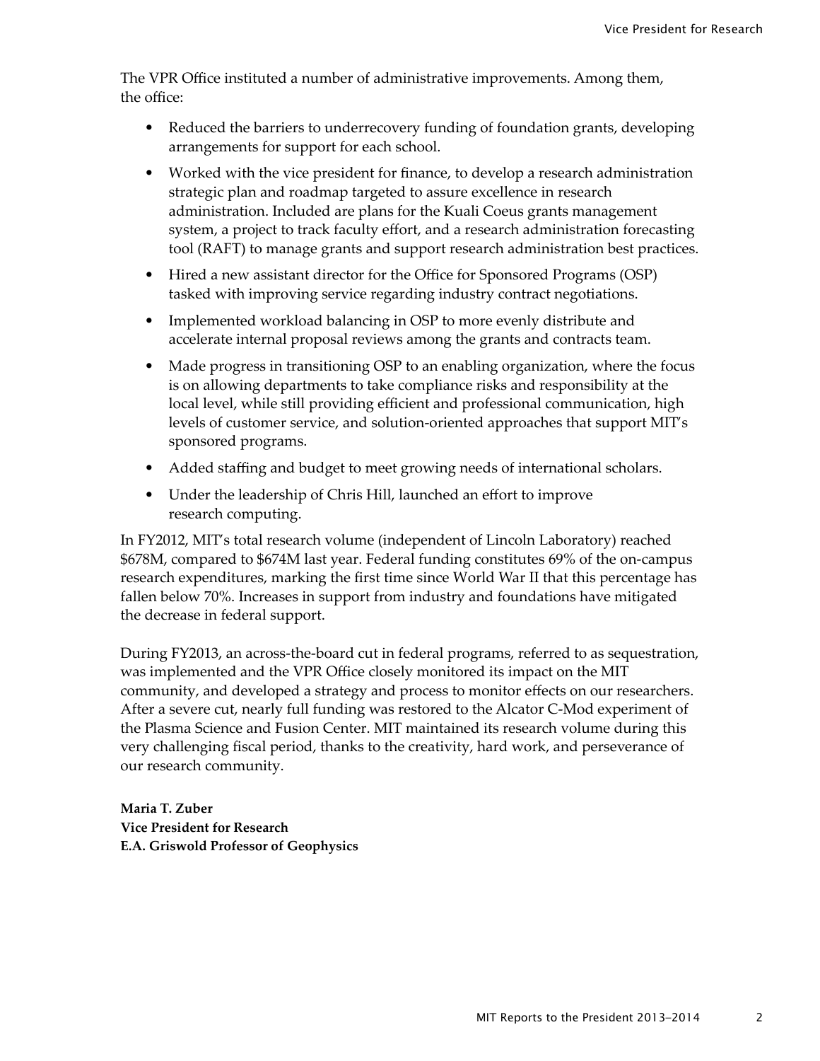The VPR Office instituted a number of administrative improvements. Among them, the office:

- Reduced the barriers to underrecovery funding of foundation grants, developing arrangements for support for each school.
- Worked with the vice president for finance, to develop a research administration strategic plan and roadmap targeted to assure excellence in research administration. Included are plans for the Kuali Coeus grants management system, a project to track faculty effort, and a research administration forecasting tool (RAFT) to manage grants and support research administration best practices.
- Hired a new assistant director for the Office for Sponsored Programs (OSP) tasked with improving service regarding industry contract negotiations.
- Implemented workload balancing in OSP to more evenly distribute and accelerate internal proposal reviews among the grants and contracts team.
- Made progress in transitioning OSP to an enabling organization, where the focus is on allowing departments to take compliance risks and responsibility at the local level, while still providing efficient and professional communication, high levels of customer service, and solution-oriented approaches that support MIT's sponsored programs.
- Added staffing and budget to meet growing needs of international scholars.
- Under the leadership of Chris Hill, launched an effort to improve research computing.

In FY2012, MIT's total research volume (independent of Lincoln Laboratory) reached $678M, compared to $674M last year. Federal funding constitutes 69% of the on-campus research expenditures, marking the first time since World War II that this percentage has fallen below 70%. Increases in support from industry and foundations have mitigated the decrease in federal support.

During FY2013, an across-the-board cut in federal programs, referred to as sequestration, was implemented and the VPR Office closely monitored its impact on the MIT community, and developed a strategy and process to monitor effects on our researchers. After a severe cut, nearly full funding was restored to the Alcator C-Mod experiment of the Plasma Science and Fusion Center. MIT maintained its research volume during this very challenging fiscal period, thanks to the creativity, hard work, and perseverance of our research community.

**Maria T. Zuber**
**Vice President for Research**
**E.A. Griswold Professor of Geophysics**